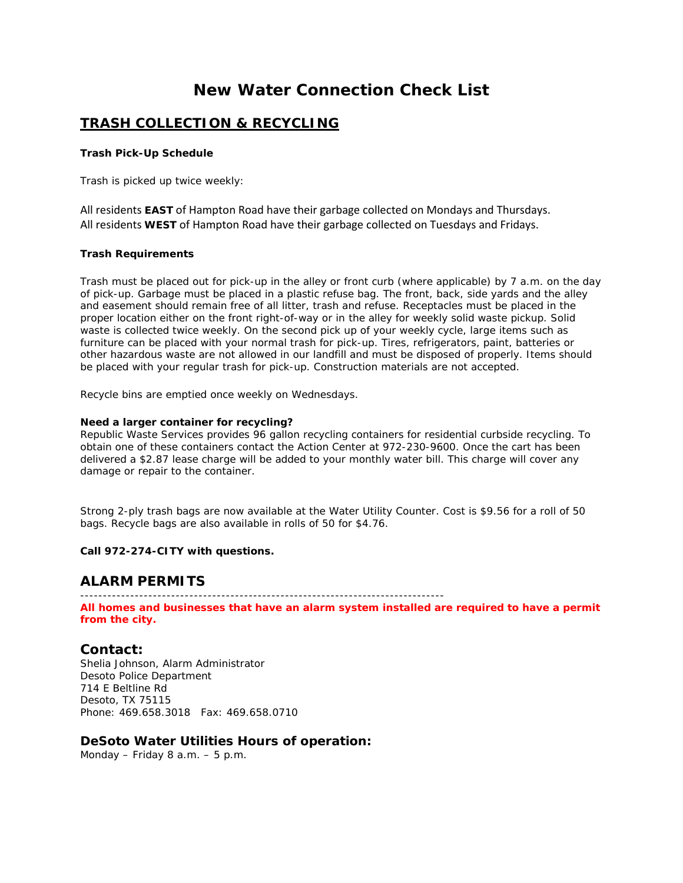# New Water Connection Check List

## TRASH COLLECTION & RECYCLING

**Trash Pick-Up Schedule**

Trash is picked up twice weekly:

All residents **EAST** of Hampton Road have their garbage collected on Mondays and Thursdays.
All residents **WEST** of Hampton Road have their garbage collected on Tuesdays and Fridays.

**Trash Requirements**

Trash must be placed out for pick-up in the alley or front curb (where applicable) by 7 a.m. on the day of pick-up. Garbage must be placed in a plastic refuse bag. The front, back, side yards and the alley and easement should remain free of all litter, trash and refuse. Receptacles must be placed in the proper location either on the front right-of-way or in the alley for weekly solid waste pickup. Solid waste is collected twice weekly. On the second pick up of your weekly cycle, large items such as furniture can be placed with your normal trash for pick-up. Tires, refrigerators, paint, batteries or other hazardous waste are not allowed in our landfill and must be disposed of properly. Items should be placed with your regular trash for pick-up. Construction materials are not accepted.

Recycle bins are emptied once weekly on Wednesdays.

**Need a larger container for recycling?**
Republic Waste Services provides 96 gallon recycling containers for residential curbside recycling. To obtain one of these containers contact the Action Center at 972-230-9600. Once the cart has been delivered a $2.87 lease charge will be added to your monthly water bill. This charge will cover any damage or repair to the container.

Strong 2-ply trash bags are now available at the Water Utility Counter. Cost is $9.56 for a roll of 50 bags. Recycle bags are also available in rolls of 50 for $4.76.

**Call 972-274-CITY with questions.**

## ALARM PERMITS

---

**All homes and businesses that have an alarm system installed are required to have a permit from the city.**

## Contact:

Shelia Johnson, Alarm Administrator
Desoto Police Department
714 E Beltline Rd
Desoto, TX 75115
Phone: 469.658.3018   Fax: 469.658.0710

### DeSoto Water Utilities Hours of operation:

Monday – Friday 8 a.m. – 5 p.m.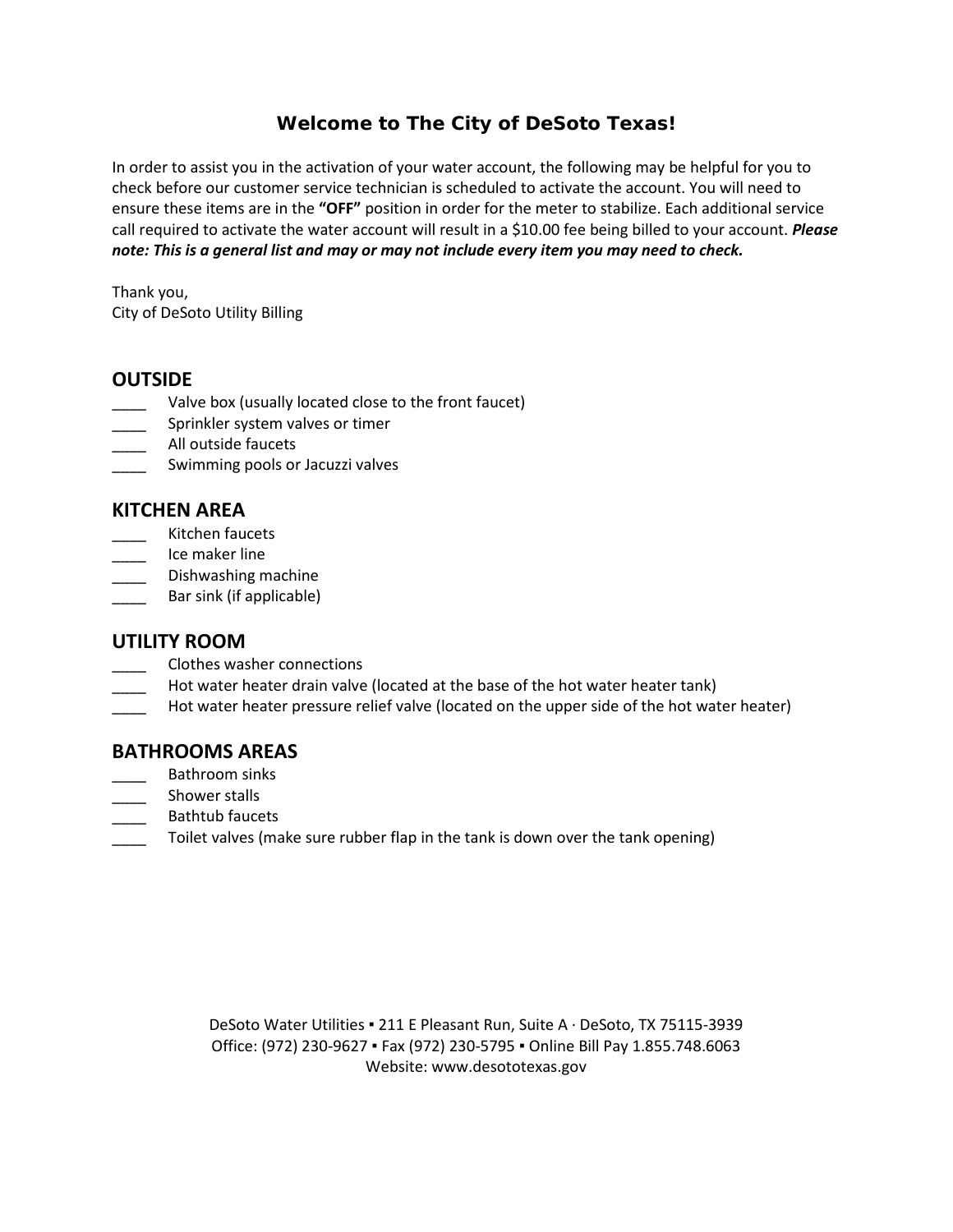# Welcome to The City of DeSoto Texas!

In order to assist you in the activation of your water account, the following may be helpful for you to check before our customer service technician is scheduled to activate the account. You will need to ensure these items are in the **"OFF"** position in order for the meter to stabilize. Each additional service call required to activate the water account will result in a $10.00 fee being billed to your account. ***Please note: This is a general list and may or may not include every item you may need to check.***

Thank you,
City of DeSoto Utility Billing

## OUTSIDE

____ Valve box (usually located close to the front faucet)
____ Sprinkler system valves or timer
____ All outside faucets
____ Swimming pools or Jacuzzi valves

## KITCHEN AREA

____ Kitchen faucets
____ Ice maker line
____ Dishwashing machine
____ Bar sink (if applicable)

## UTILITY ROOM

____ Clothes washer connections
____ Hot water heater drain valve (located at the base of the hot water heater tank)
____ Hot water heater pressure relief valve (located on the upper side of the hot water heater)

## BATHROOMS AREAS

____ Bathroom sinks
____ Shower stalls
____ Bathtub faucets
____ Toilet valves (make sure rubber flap in the tank is down over the tank opening)

DeSoto Water Utilities ▪ 211 E Pleasant Run, Suite A · DeSoto, TX 75115-3939
Office: (972) 230-9627 ▪ Fax (972) 230-5795 ▪ Online Bill Pay 1.855.748.6063
Website: www.desototexas.gov